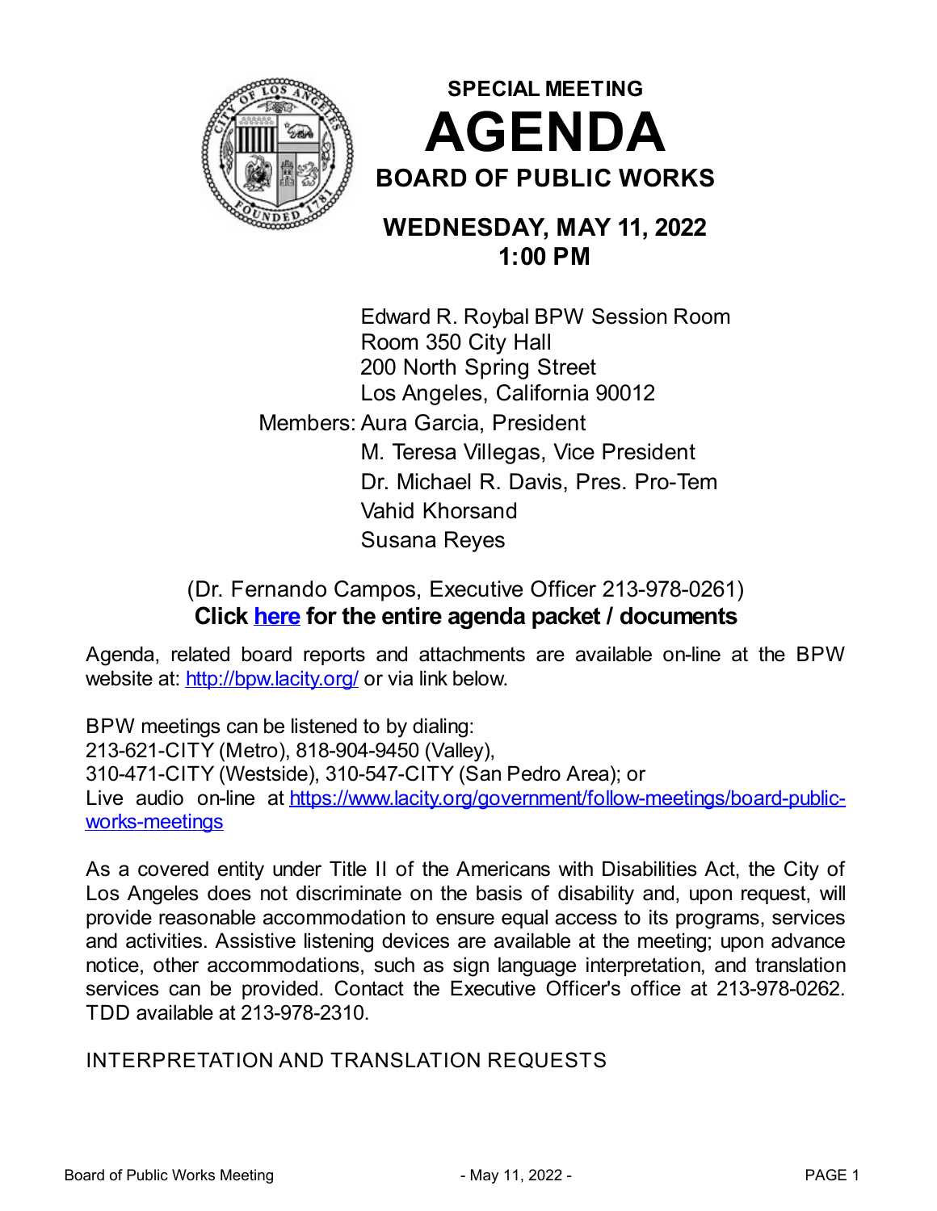## SPECIAL MEETING

# AGENDA

## BOARD OF PUBLIC WORKS

## WEDNESDAY, MAY 11, 2022
## 1:00 PM

Edward R. Roybal BPW Session Room
Room 350 City Hall
200 North Spring Street
Los Angeles, California 90012

Members: Aura Garcia, President
M. Teresa Villegas, Vice President
Dr. Michael R. Davis, Pres. Pro-Tem
Vahid Khorsand
Susana Reyes

(Dr. Fernando Campos, Executive Officer 213-978-0261)

**Click here for the entire agenda packet / documents**

Agenda, related board reports and attachments are available on-line at the BPW website at: http://bpw.lacity.org/ or via link below.

BPW meetings can be listened to by dialing:
213-621-CITY (Metro), 818-904-9450 (Valley),
310-471-CITY (Westside), 310-547-CITY (San Pedro Area); or
Live audio on-line at https://www.lacity.org/government/follow-meetings/board-public-works-meetings

As a covered entity under Title II of the Americans with Disabilities Act, the City of Los Angeles does not discriminate on the basis of disability and, upon request, will provide reasonable accommodation to ensure equal access to its programs, services and activities. Assistive listening devices are available at the meeting; upon advance notice, other accommodations, such as sign language interpretation, and translation services can be provided. Contact the Executive Officer's office at 213-978-0262. TDD available at 213-978-2310.

INTERPRETATION AND TRANSLATION REQUESTS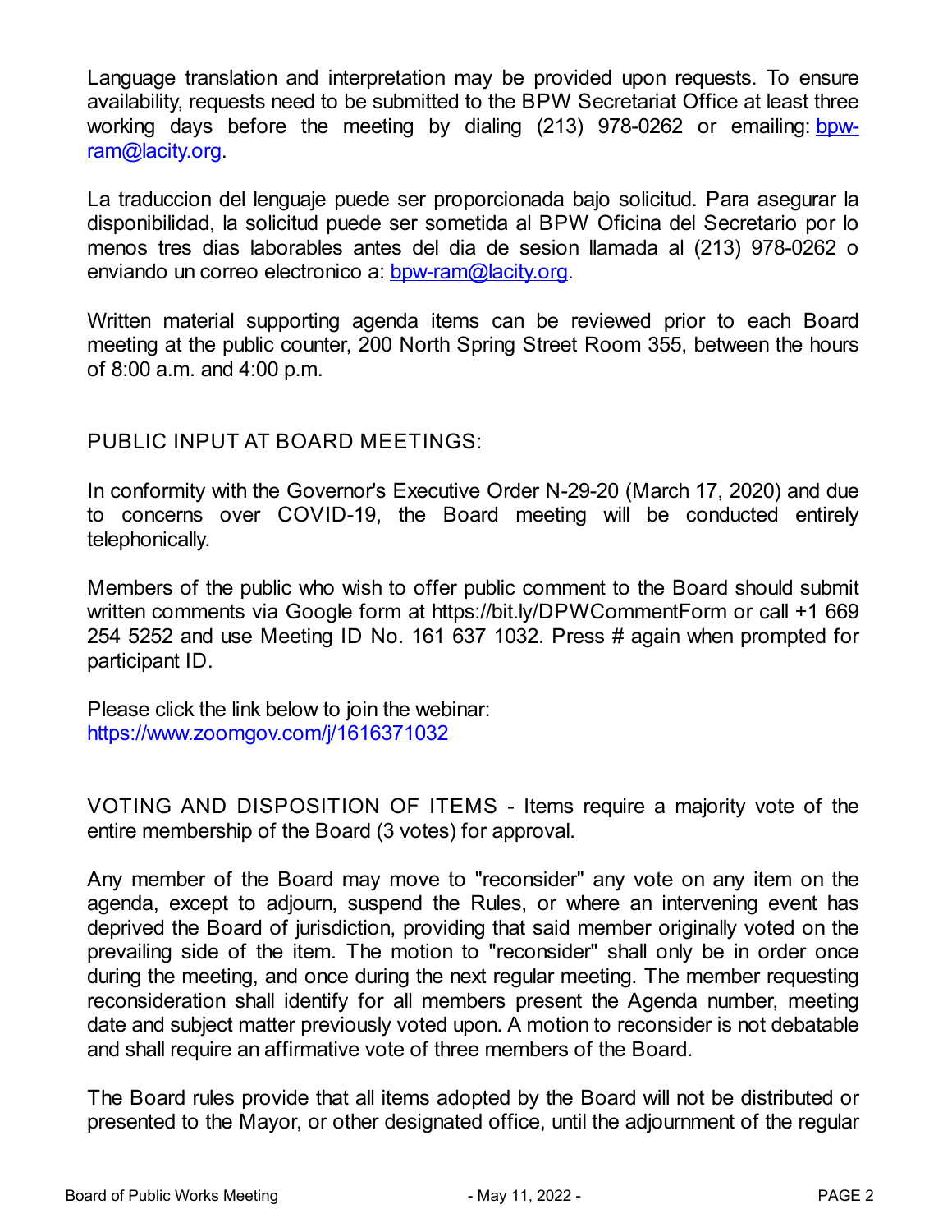Language translation and interpretation may be provided upon requests. To ensure availability, requests need to be submitted to the BPW Secretariat Office at least three working days before the meeting by dialing (213) 978-0262 or emailing: bpw-ram@lacity.org.

La traduccion del lenguaje puede ser proporcionada bajo solicitud. Para asegurar la disponibilidad, la solicitud puede ser sometida al BPW Oficina del Secretario por lo menos tres dias laborables antes del dia de sesion llamada al (213) 978-0262 o enviando un correo electronico a: bpw-ram@lacity.org.

Written material supporting agenda items can be reviewed prior to each Board meeting at the public counter, 200 North Spring Street Room 355, between the hours of 8:00 a.m. and 4:00 p.m.

PUBLIC INPUT AT BOARD MEETINGS:

In conformity with the Governor's Executive Order N-29-20 (March 17, 2020) and due to concerns over COVID-19, the Board meeting will be conducted entirely telephonically.

Members of the public who wish to offer public comment to the Board should submit written comments via Google form at https://bit.ly/DPWCommentForm or call +1 669 254 5252 and use Meeting ID No. 161 637 1032. Press # again when prompted for participant ID.

Please click the link below to join the webinar:
https://www.zoomgov.com/j/1616371032

VOTING AND DISPOSITION OF ITEMS - Items require a majority vote of the entire membership of the Board (3 votes) for approval.

Any member of the Board may move to "reconsider" any vote on any item on the agenda, except to adjourn, suspend the Rules, or where an intervening event has deprived the Board of jurisdiction, providing that said member originally voted on the prevailing side of the item. The motion to "reconsider" shall only be in order once during the meeting, and once during the next regular meeting. The member requesting reconsideration shall identify for all members present the Agenda number, meeting date and subject matter previously voted upon. A motion to reconsider is not debatable and shall require an affirmative vote of three members of the Board.

The Board rules provide that all items adopted by the Board will not be distributed or presented to the Mayor, or other designated office, until the adjournment of the regular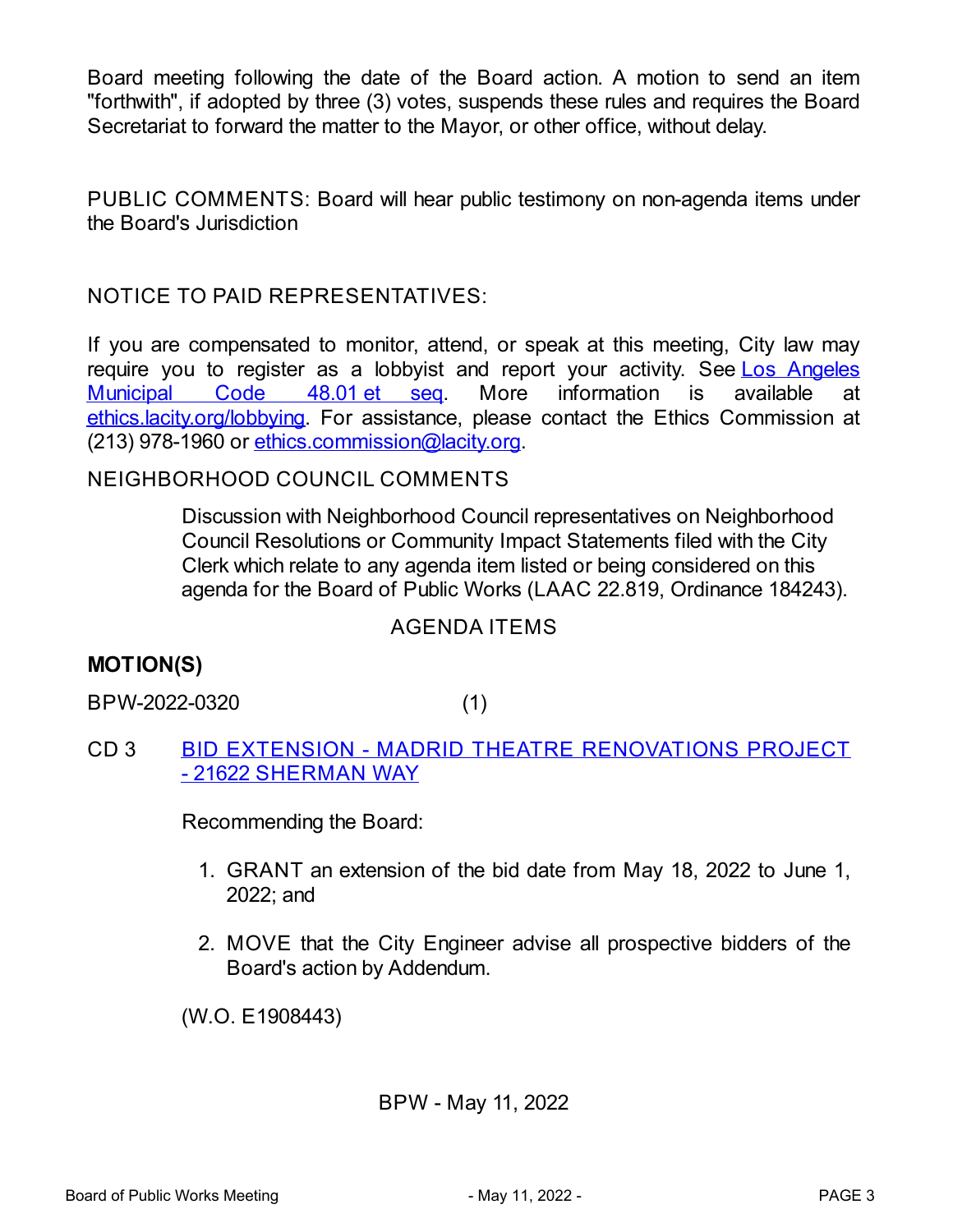Board meeting following the date of the Board action. A motion to send an item "forthwith", if adopted by three (3) votes, suspends these rules and requires the Board Secretariat to forward the matter to the Mayor, or other office, without delay.

PUBLIC COMMENTS: Board will hear public testimony on non-agenda items under the Board's Jurisdiction

NOTICE TO PAID REPRESENTATIVES:

If you are compensated to monitor, attend, or speak at this meeting, City law may require you to register as a lobbyist and report your activity. See Los Angeles Municipal Code 48.01 et seq. More information is available at ethics.lacity.org/lobbying. For assistance, please contact the Ethics Commission at (213) 978-1960 or ethics.commission@lacity.org.

NEIGHBORHOOD COUNCIL COMMENTS

Discussion with Neighborhood Council representatives on Neighborhood Council Resolutions or Community Impact Statements filed with the City Clerk which relate to any agenda item listed or being considered on this agenda for the Board of Public Works (LAAC 22.819, Ordinance 184243).

AGENDA ITEMS

**MOTION(S)**

BPW-2022-0320 (1)

CD 3 BID EXTENSION - MADRID THEATRE RENOVATIONS PROJECT - 21622 SHERMAN WAY

Recommending the Board:

1. GRANT an extension of the bid date from May 18, 2022 to June 1, 2022; and
2. MOVE that the City Engineer advise all prospective bidders of the Board's action by Addendum.

(W.O. E1908443)

BPW - May 11, 2022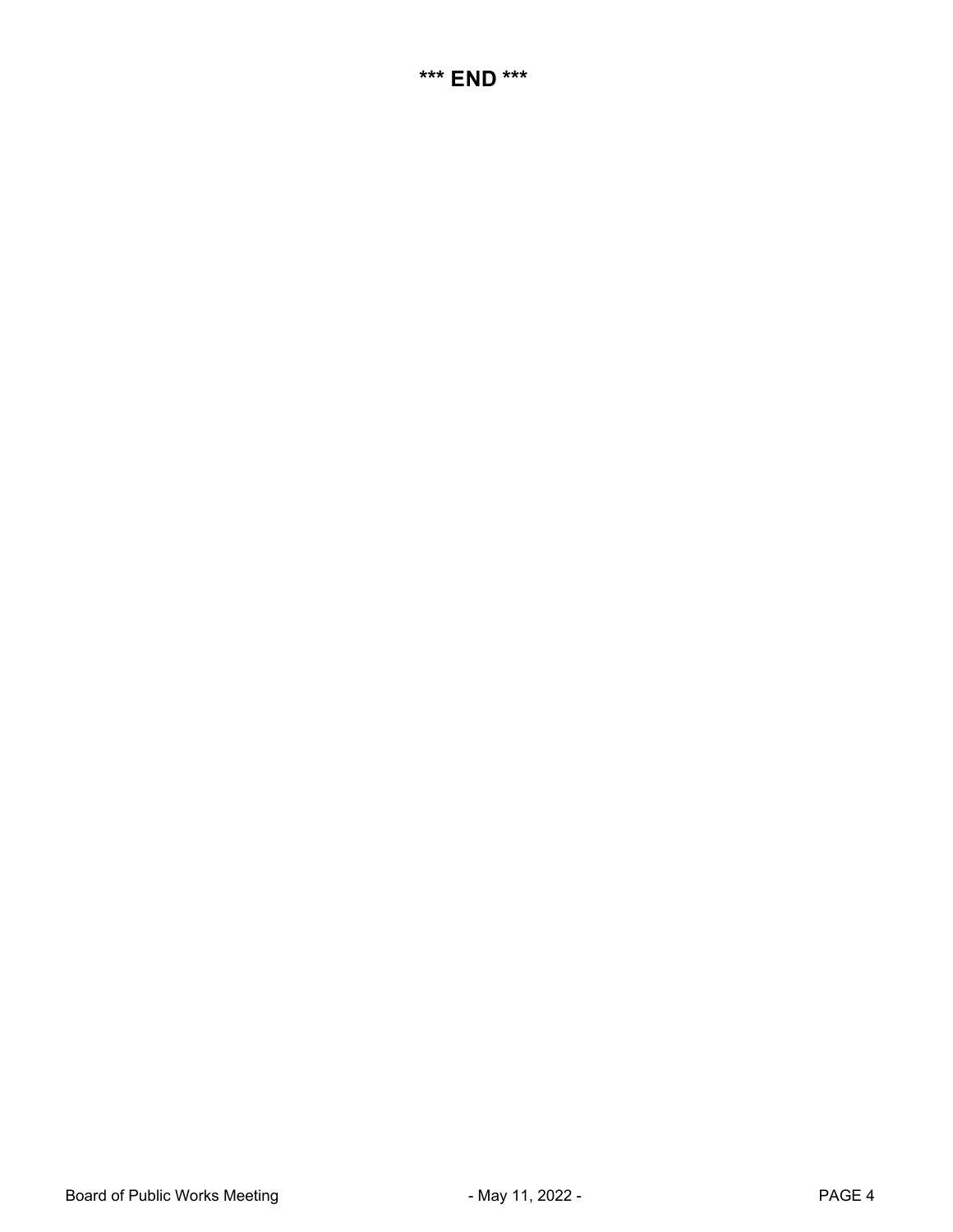**\*\*\* END \*\*\***

*** END ***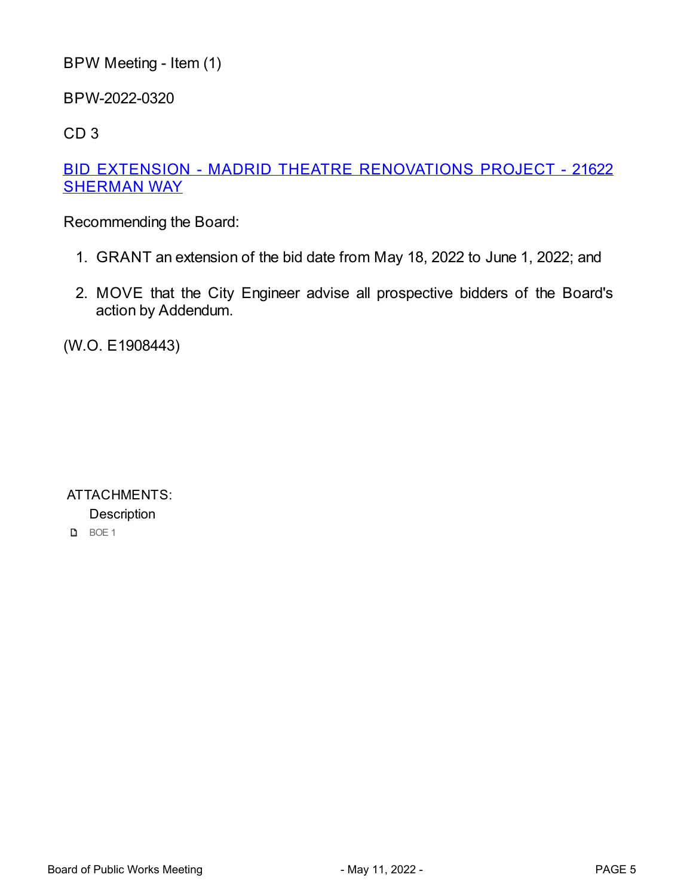BPW Meeting - Item (1)

BPW-2022-0320

CD 3

BID EXTENSION - MADRID THEATRE RENOVATIONS PROJECT - 21622 SHERMAN WAY

Recommending the Board:

1. GRANT an extension of the bid date from May 18, 2022 to June 1, 2022; and
2. MOVE that the City Engineer advise all prospective bidders of the Board's action by Addendum.

(W.O. E1908443)

ATTACHMENTS:

Description

BOE 1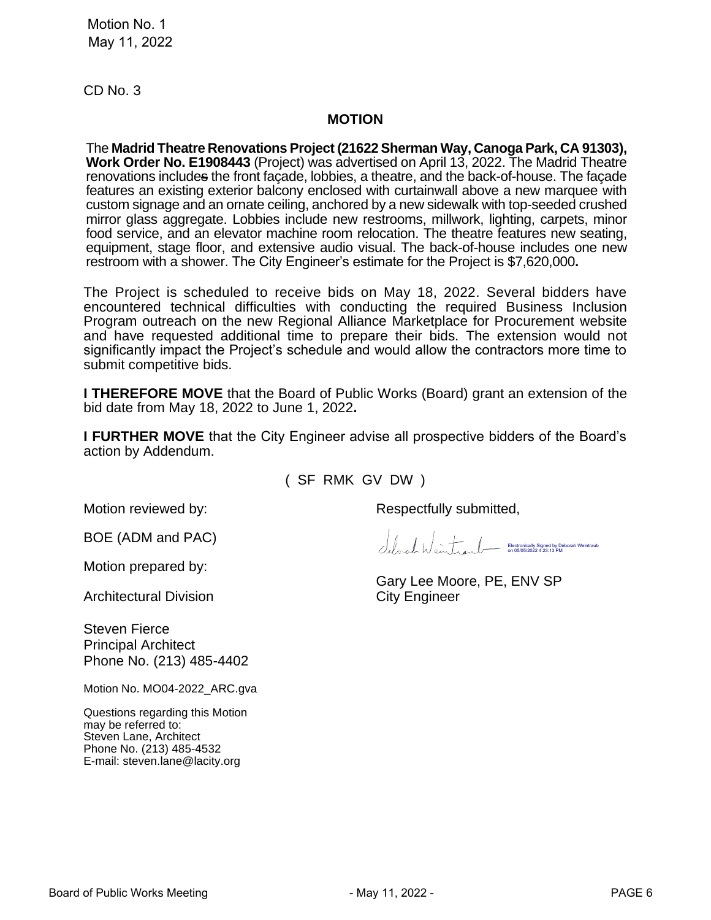Motion No. 1
May 11, 2022

CD No. 3

## MOTION

The **Madrid Theatre Renovations Project (21622 Sherman Way, Canoga Park, CA 91303), Work Order No. E1908443** (Project) was advertised on April 13, 2022. The Madrid Theatre renovations includes the front façade, lobbies, a theatre, and the back-of-house. The façade features an existing exterior balcony enclosed with curtainwall above a new marquee with custom signage and an ornate ceiling, anchored by a new sidewalk with top-seeded crushed mirror glass aggregate. Lobbies include new restrooms, millwork, lighting, carpets, minor food service, and an elevator machine room relocation. The theatre features new seating, equipment, stage floor, and extensive audio visual. The back-of-house includes one new restroom with a shower. The City Engineer's estimate for the Project is $7,620,000**.**

The Project is scheduled to receive bids on May 18, 2022. Several bidders have encountered technical difficulties with conducting the required Business Inclusion Program outreach on the new Regional Alliance Marketplace for Procurement website and have requested additional time to prepare their bids. The extension would not significantly impact the Project's schedule and would allow the contractors more time to submit competitive bids.

**I THEREFORE MOVE** that the Board of Public Works (Board) grant an extension of the bid date from May 18, 2022 to June 1, 2022**.**

**I FURTHER MOVE** that the City Engineer advise all prospective bidders of the Board's action by Addendum.

( SF RMK GV DW )

Motion reviewed by:

BOE (ADM and PAC)

Motion prepared by:

Architectural Division

Steven Fierce
Principal Architect
Phone No. (213) 485-4402

Respectfully submitted,

Electronically Signed by Deborah Weintraub on 05/05/2022 4:23:13 PM

Gary Lee Moore, PE, ENV SP
City Engineer

Motion No. MO04-2022_ARC.gva

Questions regarding this Motion may be referred to:
Steven Lane, Architect
Phone No. (213) 485-4532
E-mail: steven.lane@lacity.org